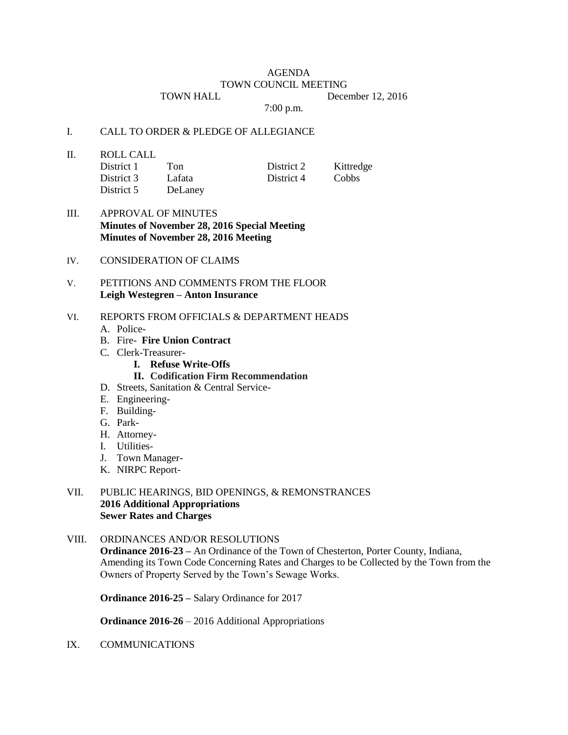# AGENDA

## TOWN COUNCIL MEETING

TOWN HALL December 12, 2016

7:00 p.m.

I. CALL TO ORDER & PLEDGE OF ALLEGIANCE

II. ROLL CALL

| | | | |
|---|---|---|---|
| District 1 | Ton | District 2 | Kittredge |
| District 3 | Lafata | District 4 | Cobbs |
| District 5 | DeLaney | | |

III. APPROVAL OF MINUTES
**Minutes of November 28, 2016 Special Meeting**
**Minutes of November 28, 2016 Meeting**

IV. CONSIDERATION OF CLAIMS

V. PETITIONS AND COMMENTS FROM THE FLOOR
**Leigh Westegren – Anton Insurance**

VI. REPORTS FROM OFFICIALS & DEPARTMENT HEADS

A. Police-
B. Fire- **Fire Union Contract**
C. Clerk-Treasurer-
   **I. Refuse Write-Offs**
   **II. Codification Firm Recommendation**
D. Streets, Sanitation & Central Service-
E. Engineering-
F. Building-
G. Park-
H. Attorney-
I. Utilities-
J. Town Manager-
K. NIRPC Report-

VII. PUBLIC HEARINGS, BID OPENINGS, & REMONSTRANCES
**2016 Additional Appropriations**
**Sewer Rates and Charges**

VIII. ORDINANCES AND/OR RESOLUTIONS

**Ordinance 2016-23 –** An Ordinance of the Town of Chesterton, Porter County, Indiana, Amending its Town Code Concerning Rates and Charges to be Collected by the Town from the Owners of Property Served by the Town's Sewage Works.

**Ordinance 2016-25 –** Salary Ordinance for 2017

**Ordinance 2016-26** – 2016 Additional Appropriations

IX. COMMUNICATIONS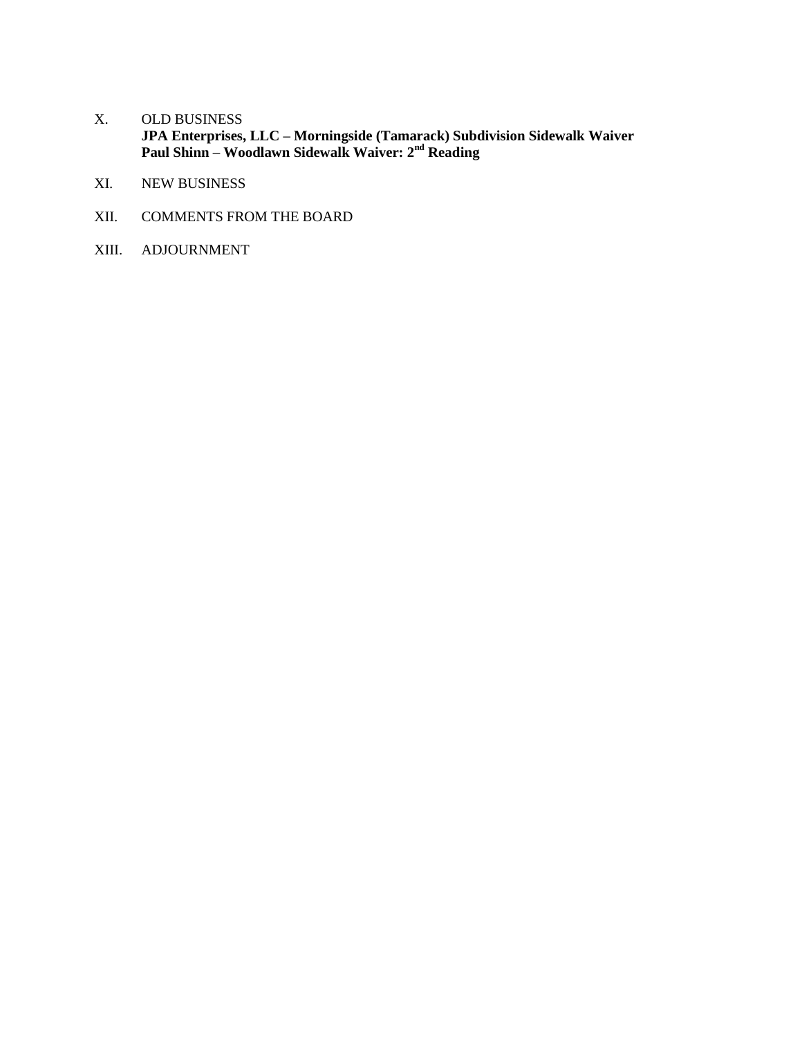X. OLD BUSINESS

**JPA Enterprises, LLC – Morningside (Tamarack) Subdivision Sidewalk Waiver**

**Paul Shinn – Woodlawn Sidewalk Waiver: 2nd Reading**

XI. NEW BUSINESS

XII. COMMENTS FROM THE BOARD

XIII. ADJOURNMENT